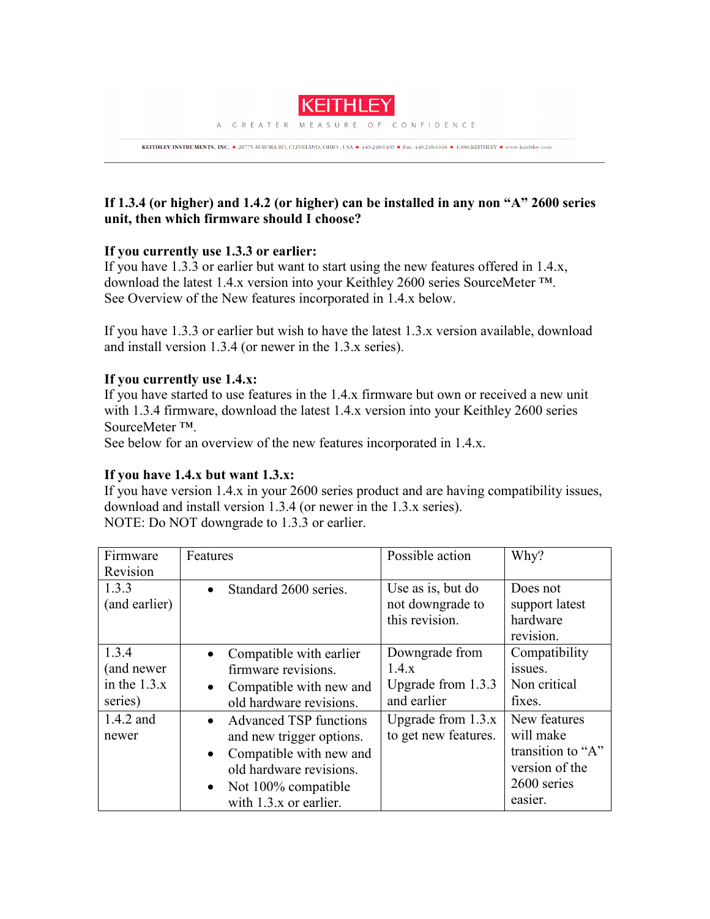**If 1.3.4 (or higher) and 1.4.2 (or higher) can be installed in any non "A" 2600 series unit, then which firmware should I choose?**

**If you currently use 1.3.3 or earlier:**
If you have 1.3.3 or earlier but want to start using the new features offered in 1.4.x, download the latest 1.4.x version into your Keithley 2600 series SourceMeter ™.
See Overview of the New features incorporated in 1.4.x below.

If you have 1.3.3 or earlier but wish to have the latest 1.3.x version available, download and install version 1.3.4 (or newer in the 1.3.x series).

**If you currently use 1.4.x:**
If you have started to use features in the 1.4.x firmware but own or received a new unit with 1.3.4 firmware, download the latest 1.4.x version into your Keithley 2600 series SourceMeter ™.
See below for an overview of the new features incorporated in 1.4.x.

**If you have 1.4.x but want 1.3.x:**
If you have version 1.4.x in your 2600 series product and are having compatibility issues, download and install version 1.3.4 (or newer in the 1.3.x series).
NOTE: Do NOT downgrade to 1.3.3 or earlier.

| Firmware Revision | Features | Possible action | Why? |
|---|---|---|---|
| 1.3.3 (and earlier) | • Standard 2600 series. | Use as is, but do not downgrade to this revision. | Does not support latest hardware revision. |
| 1.3.4 (and newer in the 1.3.x series) | • Compatible with earlier firmware revisions. • Compatible with new and old hardware revisions. | Downgrade from 1.4.x Upgrade from 1.3.3 and earlier | Compatibility issues. Non critical fixes. |
| 1.4.2 and newer | • Advanced TSP functions and new trigger options. • Compatible with new and old hardware revisions. • Not 100% compatible with 1.3.x or earlier. | Upgrade from 1.3.x to get new features. | New features will make transition to "A" version of the 2600 series easier. |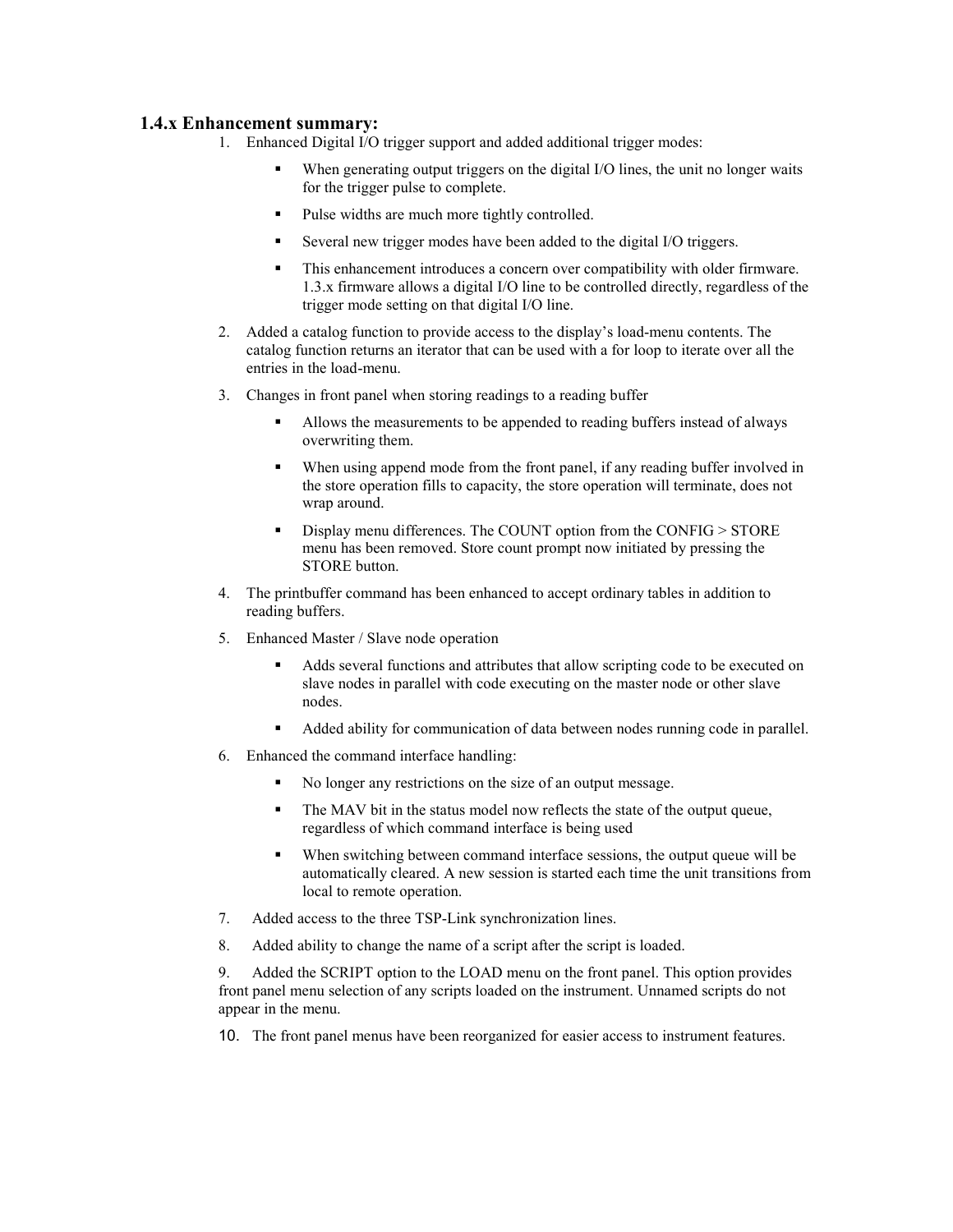### 1.4.x Enhancement summary:

1. Enhanced Digital I/O trigger support and added additional trigger modes:
   - When generating output triggers on the digital I/O lines, the unit no longer waits for the trigger pulse to complete.
   - Pulse widths are much more tightly controlled.
   - Several new trigger modes have been added to the digital I/O triggers.
   - This enhancement introduces a concern over compatibility with older firmware. 1.3.x firmware allows a digital I/O line to be controlled directly, regardless of the trigger mode setting on that digital I/O line.
2. Added a catalog function to provide access to the display's load-menu contents. The catalog function returns an iterator that can be used with a for loop to iterate over all the entries in the load-menu.
3. Changes in front panel when storing readings to a reading buffer
   - Allows the measurements to be appended to reading buffers instead of always overwriting them.
   - When using append mode from the front panel, if any reading buffer involved in the store operation fills to capacity, the store operation will terminate, does not wrap around.
   - Display menu differences. The COUNT option from the CONFIG > STORE menu has been removed. Store count prompt now initiated by pressing the STORE button.
4. The printbuffer command has been enhanced to accept ordinary tables in addition to reading buffers.
5. Enhanced Master / Slave node operation
   - Adds several functions and attributes that allow scripting code to be executed on slave nodes in parallel with code executing on the master node or other slave nodes.
   - Added ability for communication of data between nodes running code in parallel.
6. Enhanced the command interface handling:
   - No longer any restrictions on the size of an output message.
   - The MAV bit in the status model now reflects the state of the output queue, regardless of which command interface is being used
   - When switching between command interface sessions, the output queue will be automatically cleared. A new session is started each time the unit transitions from local to remote operation.
7. Added access to the three TSP-Link synchronization lines.
8. Added ability to change the name of a script after the script is loaded.
9. Added the SCRIPT option to the LOAD menu on the front panel. This option provides front panel menu selection of any scripts loaded on the instrument. Unnamed scripts do not appear in the menu.
10. The front panel menus have been reorganized for easier access to instrument features.